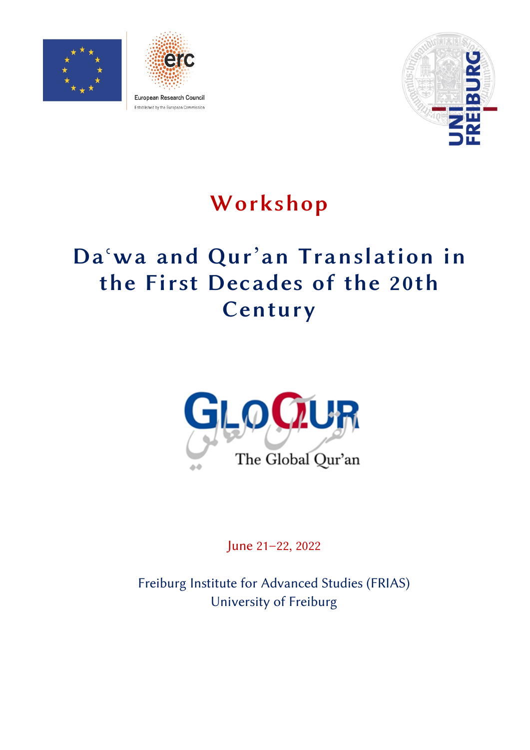# Workshop

## Daʿwa and Qur'an Translation in the First Decades of the 20th Century

June 21–22, 2022

Freiburg Institute for Advanced Studies (FRIAS)
University of Freiburg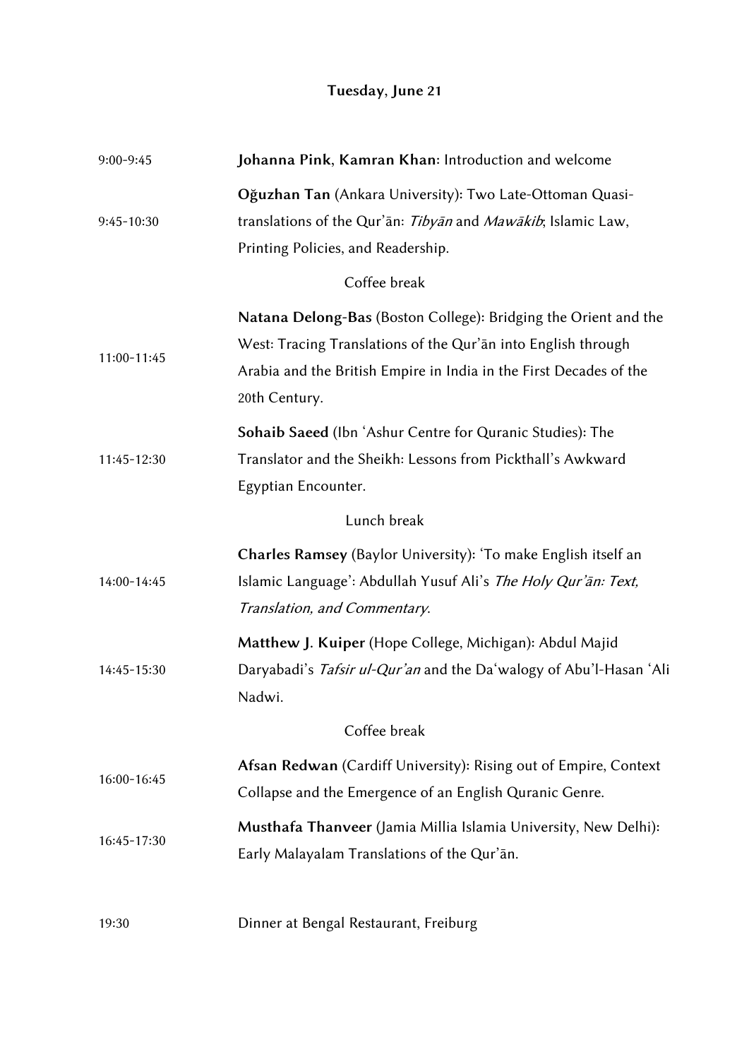## Tuesday, June 21

| | |
|---|---|
| 9:00-9:45 | **Johanna Pink**, **Kamran Khan**: Introduction and welcome |
| 9:45-10:30 | **Oğuzhan Tan** (Ankara University): Two Late-Ottoman Quasi-translations of the Qur'ān: *Tibyān* and *Mawākib*; Islamic Law, Printing Policies, and Readership. |
| | Coffee break |
| 11:00-11:45 | **Natana Delong-Bas** (Boston College): Bridging the Orient and the West: Tracing Translations of the Qur'ān into English through Arabia and the British Empire in India in the First Decades of the 20th Century. |
| 11:45-12:30 | **Sohaib Saeed** (Ibn 'Ashur Centre for Quranic Studies): The Translator and the Sheikh: Lessons from Pickthall's Awkward Egyptian Encounter. |
| | Lunch break |
| 14:00-14:45 | **Charles Ramsey** (Baylor University): 'To make English itself an Islamic Language': Abdullah Yusuf Ali's *The Holy Qur'ān: Text, Translation, and Commentary*. |
| 14:45-15:30 | **Matthew J. Kuiper** (Hope College, Michigan): Abdul Majid Daryabadi's *Tafsir ul-Qur'an* and the Da'walogy of Abu'l-Hasan 'Ali Nadwi. |
| | Coffee break |
| 16:00-16:45 | **Afsan Redwan** (Cardiff University): Rising out of Empire, Context Collapse and the Emergence of an English Quranic Genre. |
| 16:45-17:30 | **Musthafa Thanveer** (Jamia Millia Islamia University, New Delhi): Early Malayalam Translations of the Qur'ān. |
| 19:30 | Dinner at Bengal Restaurant, Freiburg |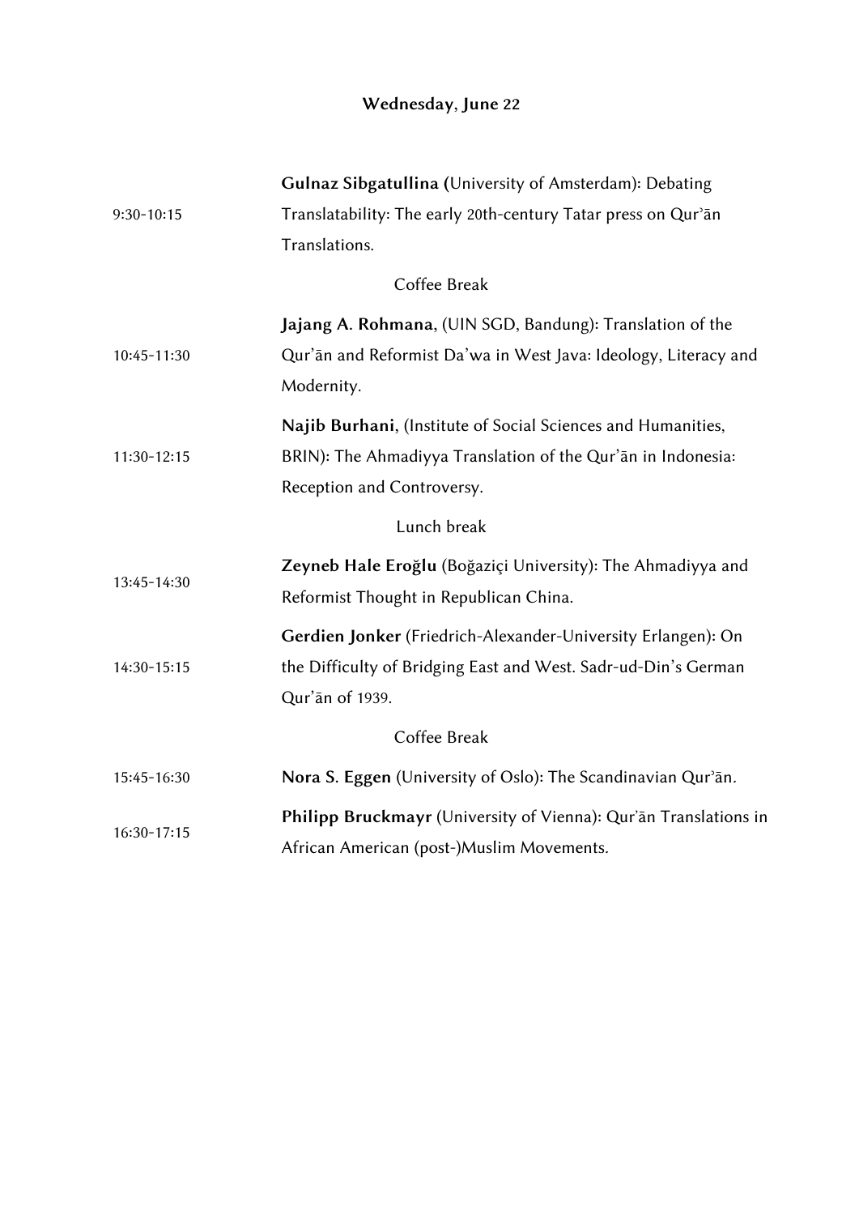## Wednesday, June 22

| | |
|---|---|
| 9:30-10:15 | **Gulnaz Sibgatullina (**University of Amsterdam): Debating Translatability: The early 20th-century Tatar press on Qurʾān Translations. |
| | Coffee Break |
| 10:45-11:30 | **Jajang A. Rohmana**, (UIN SGD, Bandung): Translation of the Qur'ān and Reformist Da'wa in West Java: Ideology, Literacy and Modernity. |
| 11:30-12:15 | **Najib Burhani**, (Institute of Social Sciences and Humanities, BRIN): The Ahmadiyya Translation of the Qur'ān in Indonesia: Reception and Controversy. |
| | Lunch break |
| 13:45-14:30 | **Zeyneb Hale Eroğlu** (Boğaziçi University): The Ahmadiyya and Reformist Thought in Republican China. |
| 14:30-15:15 | **Gerdien Jonker** (Friedrich-Alexander-University Erlangen): On the Difficulty of Bridging East and West. Sadr-ud-Din's German Qur'ān of 1939. |
| | Coffee Break |
| 15:45-16:30 | **Nora S. Eggen** (University of Oslo): The Scandinavian Qurʾān. |
| 16:30-17:15 | **Philipp Bruckmayr** (University of Vienna): Qur'ān Translations in African American (post-)Muslim Movements. |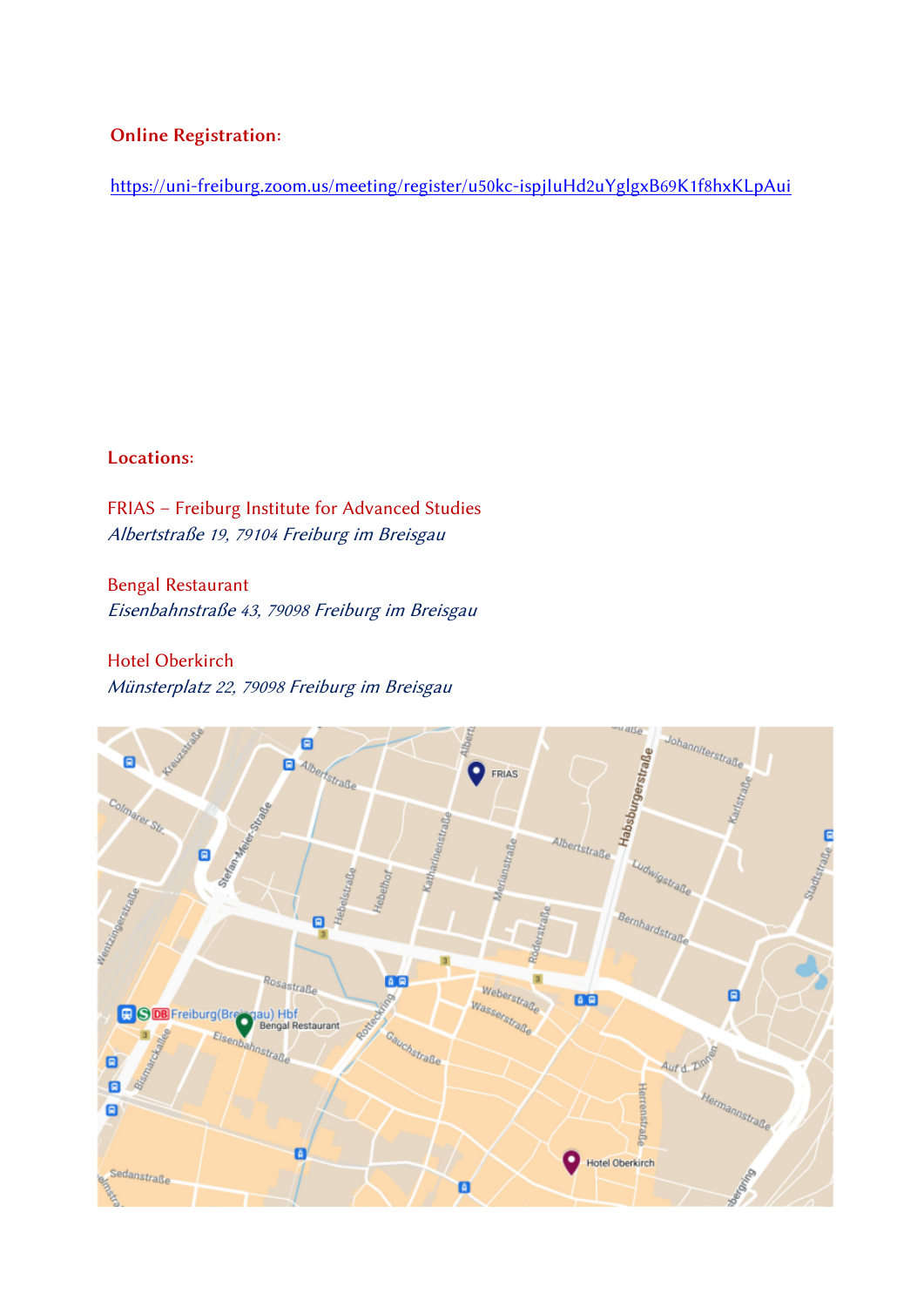**Online Registration:**

https://uni-freiburg.zoom.us/meeting/register/u50kc-ispjIuHd2uYglgxB69K1f8hxKLpAui

**Locations:**

FRIAS – Freiburg Institute for Advanced Studies
*Albertstraße 19, 79104 Freiburg im Breisgau*

Bengal Restaurant
*Eisenbahnstraße 43, 79098 Freiburg im Breisgau*

Hotel Oberkirch
*Münsterplatz 22, 79098 Freiburg im Breisgau*